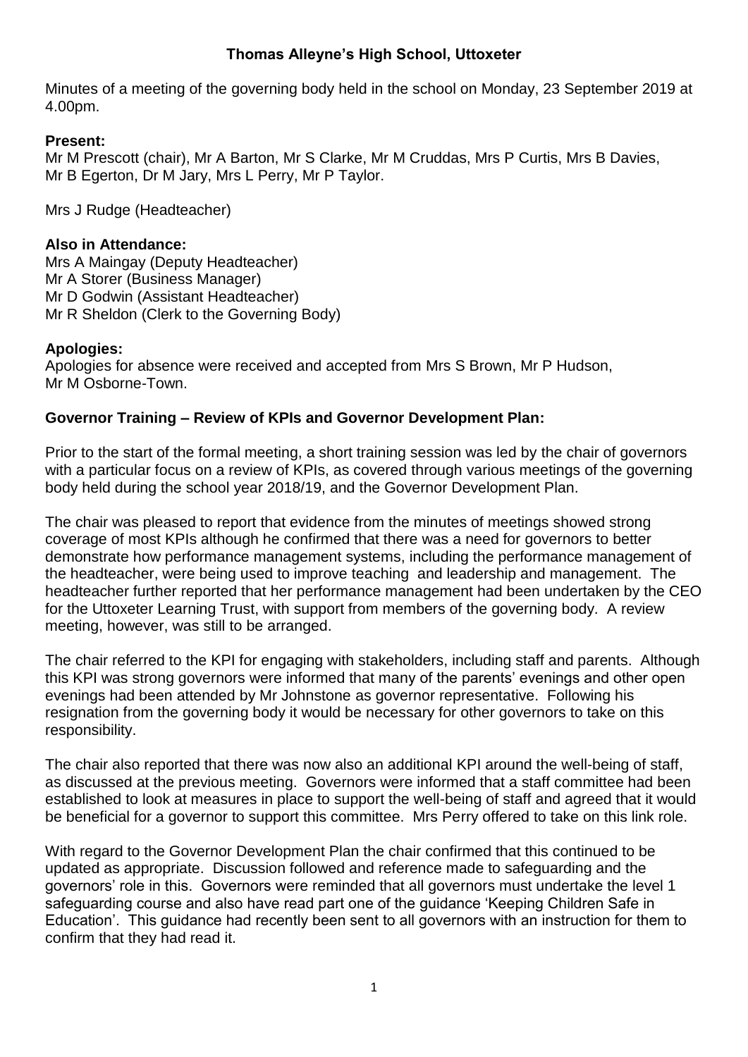# Thomas Alleyne's High School, Uttoxeter

Minutes of a meeting of the governing body held in the school on Monday, 23 September 2019 at 4.00pm.

**Present:**
Mr M Prescott (chair), Mr A Barton, Mr S Clarke, Mr M Cruddas, Mrs P Curtis, Mrs B Davies, Mr B Egerton, Dr M Jary, Mrs L Perry, Mr P Taylor.

Mrs J Rudge (Headteacher)

**Also in Attendance:**
Mrs A Maingay (Deputy Headteacher)
Mr A Storer (Business Manager)
Mr D Godwin (Assistant Headteacher)
Mr R Sheldon (Clerk to the Governing Body)

**Apologies:**
Apologies for absence were received and accepted from Mrs S Brown, Mr P Hudson, Mr M Osborne-Town.

**Governor Training – Review of KPIs and Governor Development Plan:**

Prior to the start of the formal meeting, a short training session was led by the chair of governors with a particular focus on a review of KPIs, as covered through various meetings of the governing body held during the school year 2018/19, and the Governor Development Plan.

The chair was pleased to report that evidence from the minutes of meetings showed strong coverage of most KPIs although he confirmed that there was a need for governors to better demonstrate how performance management systems, including the performance management of the headteacher, were being used to improve teaching and leadership and management. The headteacher further reported that her performance management had been undertaken by the CEO for the Uttoxeter Learning Trust, with support from members of the governing body. A review meeting, however, was still to be arranged.

The chair referred to the KPI for engaging with stakeholders, including staff and parents. Although this KPI was strong governors were informed that many of the parents' evenings and other open evenings had been attended by Mr Johnstone as governor representative. Following his resignation from the governing body it would be necessary for other governors to take on this responsibility.

The chair also reported that there was now also an additional KPI around the well-being of staff, as discussed at the previous meeting. Governors were informed that a staff committee had been established to look at measures in place to support the well-being of staff and agreed that it would be beneficial for a governor to support this committee. Mrs Perry offered to take on this link role.

With regard to the Governor Development Plan the chair confirmed that this continued to be updated as appropriate. Discussion followed and reference made to safeguarding and the governors' role in this. Governors were reminded that all governors must undertake the level 1 safeguarding course and also have read part one of the guidance 'Keeping Children Safe in Education'. This guidance had recently been sent to all governors with an instruction for them to confirm that they had read it.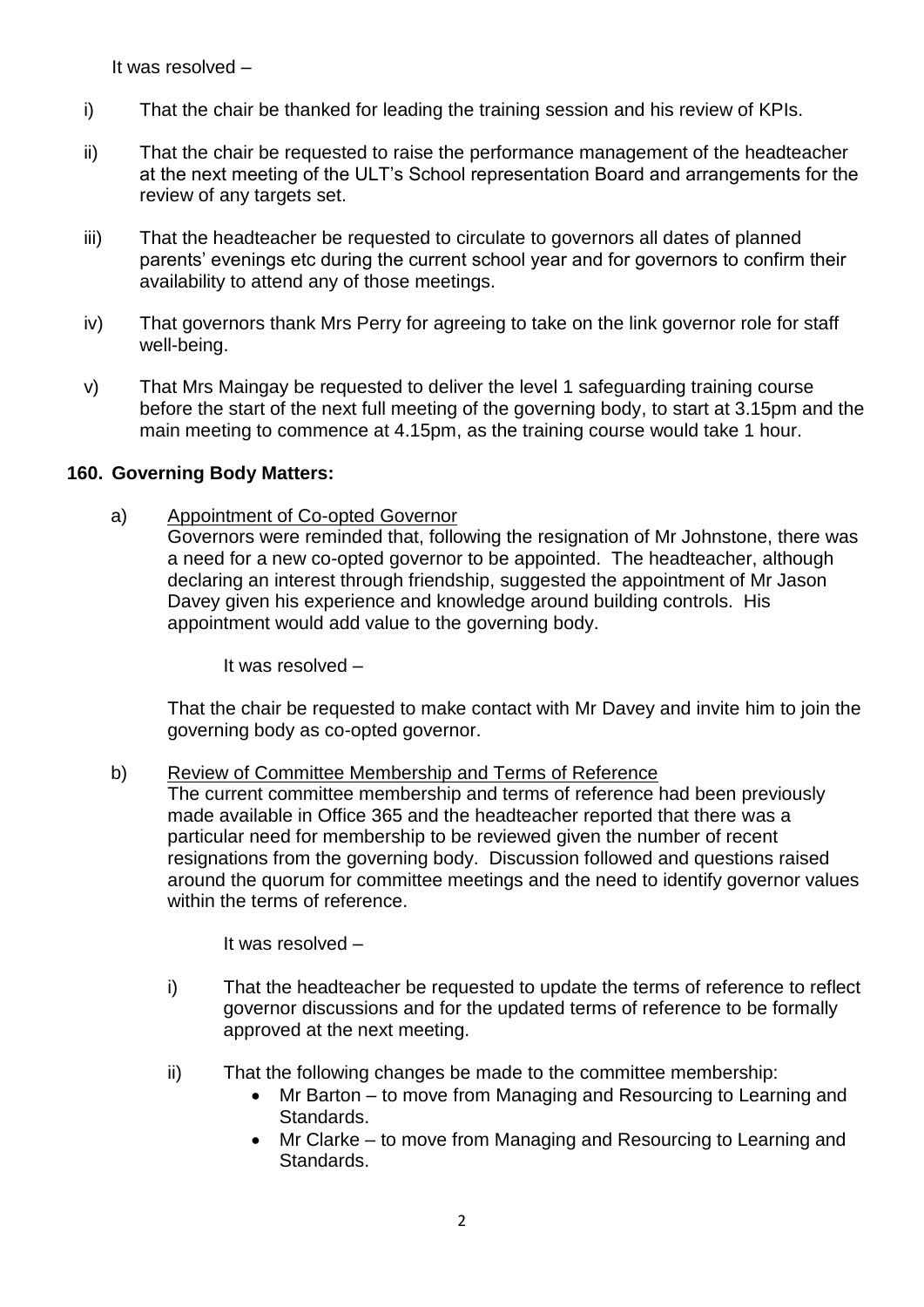It was resolved –

i) That the chair be thanked for leading the training session and his review of KPIs.

ii) That the chair be requested to raise the performance management of the headteacher at the next meeting of the ULT's School representation Board and arrangements for the review of any targets set.

iii) That the headteacher be requested to circulate to governors all dates of planned parents' evenings etc during the current school year and for governors to confirm their availability to attend any of those meetings.

iv) That governors thank Mrs Perry for agreeing to take on the link governor role for staff well-being.

v) That Mrs Maingay be requested to deliver the level 1 safeguarding training course before the start of the next full meeting of the governing body, to start at 3.15pm and the main meeting to commence at 4.15pm, as the training course would take 1 hour.

**160. Governing Body Matters:**

a) Appointment of Co-opted Governor

Governors were reminded that, following the resignation of Mr Johnstone, there was a need for a new co-opted governor to be appointed. The headteacher, although declaring an interest through friendship, suggested the appointment of Mr Jason Davey given his experience and knowledge around building controls. His appointment would add value to the governing body.

It was resolved –

That the chair be requested to make contact with Mr Davey and invite him to join the governing body as co-opted governor.

b) Review of Committee Membership and Terms of Reference

The current committee membership and terms of reference had been previously made available in Office 365 and the headteacher reported that there was a particular need for membership to be reviewed given the number of recent resignations from the governing body. Discussion followed and questions raised around the quorum for committee meetings and the need to identify governor values within the terms of reference.

It was resolved –

i) That the headteacher be requested to update the terms of reference to reflect governor discussions and for the updated terms of reference to be formally approved at the next meeting.

ii) That the following changes be made to the committee membership:

- Mr Barton – to move from Managing and Resourcing to Learning and Standards.
- Mr Clarke – to move from Managing and Resourcing to Learning and Standards.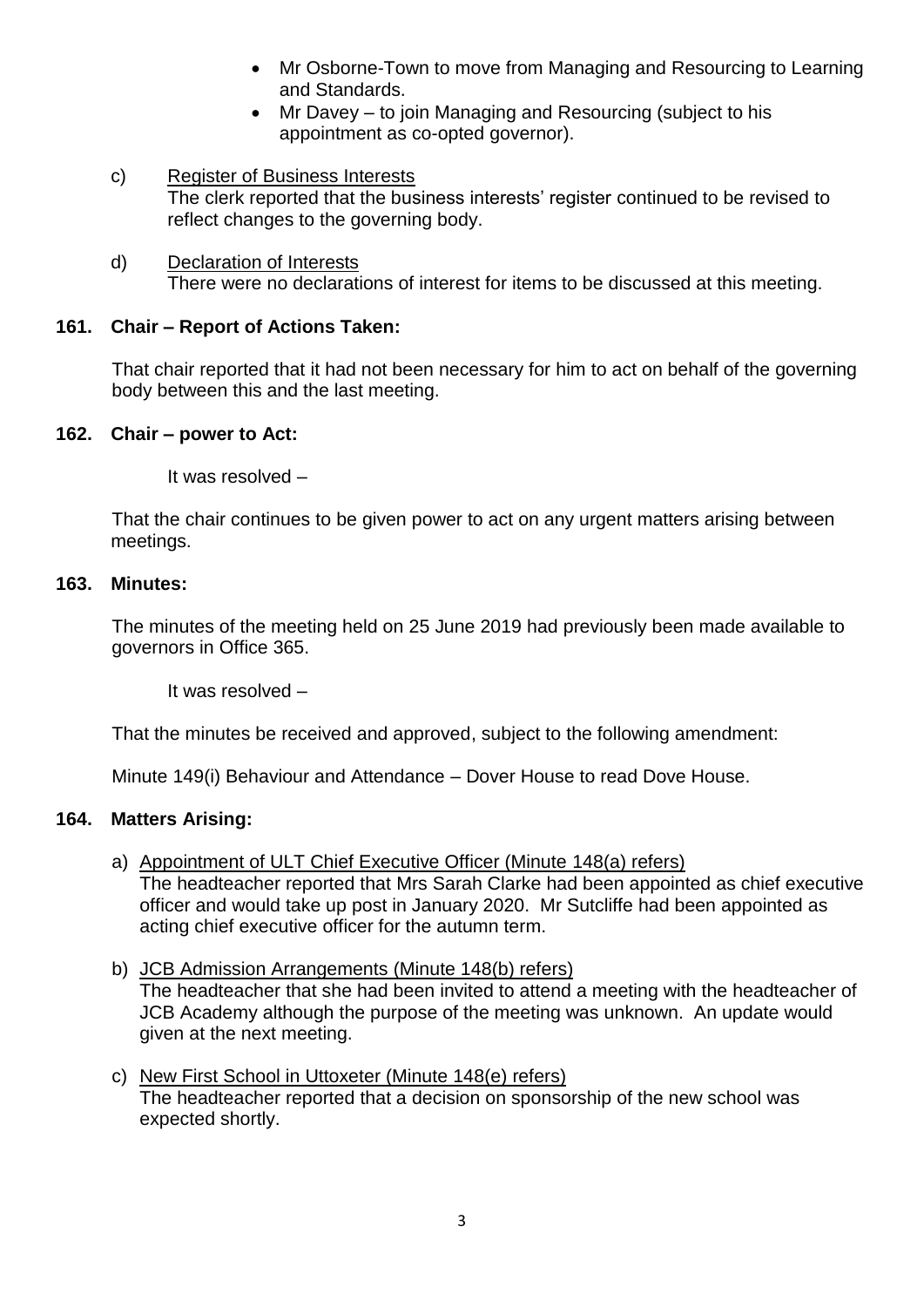- Mr Osborne-Town to move from Managing and Resourcing to Learning and Standards.
- Mr Davey – to join Managing and Resourcing (subject to his appointment as co-opted governor).

c) Register of Business Interests
The clerk reported that the business interests' register continued to be revised to reflect changes to the governing body.

d) Declaration of Interests
There were no declarations of interest for items to be discussed at this meeting.

**161. Chair – Report of Actions Taken:**

That chair reported that it had not been necessary for him to act on behalf of the governing body between this and the last meeting.

**162. Chair – power to Act:**

It was resolved –

That the chair continues to be given power to act on any urgent matters arising between meetings.

**163. Minutes:**

The minutes of the meeting held on 25 June 2019 had previously been made available to governors in Office 365.

It was resolved –

That the minutes be received and approved, subject to the following amendment:

Minute 149(i) Behaviour and Attendance – Dover House to read Dove House.

**164. Matters Arising:**

a) Appointment of ULT Chief Executive Officer (Minute 148(a) refers)
The headteacher reported that Mrs Sarah Clarke had been appointed as chief executive officer and would take up post in January 2020. Mr Sutcliffe had been appointed as acting chief executive officer for the autumn term.

b) JCB Admission Arrangements (Minute 148(b) refers)
The headteacher that she had been invited to attend a meeting with the headteacher of JCB Academy although the purpose of the meeting was unknown. An update would given at the next meeting.

c) New First School in Uttoxeter (Minute 148(e) refers)
The headteacher reported that a decision on sponsorship of the new school was expected shortly.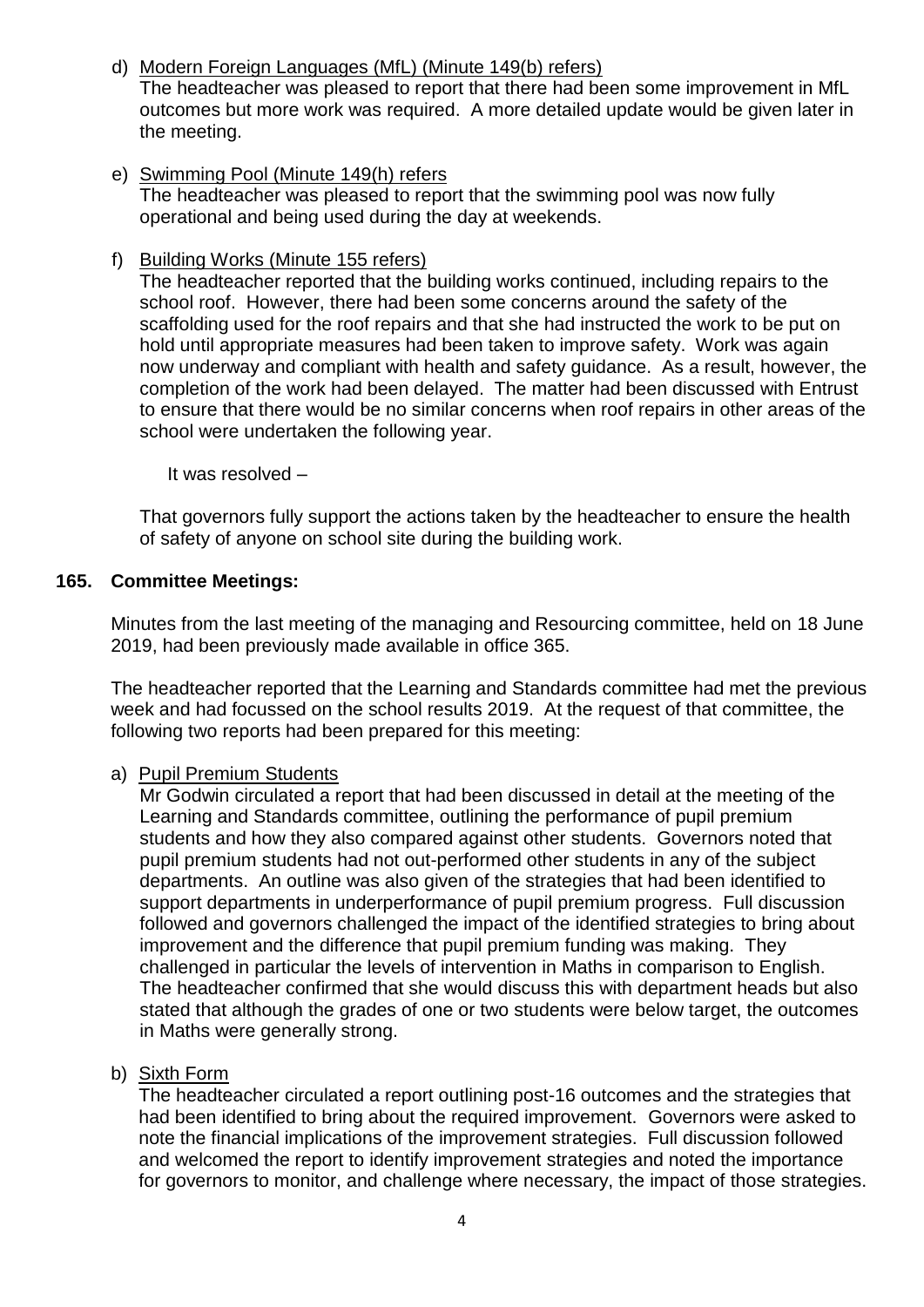d) Modern Foreign Languages (MfL) (Minute 149(b) refers)

The headteacher was pleased to report that there had been some improvement in MfL outcomes but more work was required. A more detailed update would be given later in the meeting.

e) Swimming Pool (Minute 149(h) refers

The headteacher was pleased to report that the swimming pool was now fully operational and being used during the day at weekends.

f) Building Works (Minute 155 refers)

The headteacher reported that the building works continued, including repairs to the school roof. However, there had been some concerns around the safety of the scaffolding used for the roof repairs and that she had instructed the work to be put on hold until appropriate measures had been taken to improve safety. Work was again now underway and compliant with health and safety guidance. As a result, however, the completion of the work had been delayed. The matter had been discussed with Entrust to ensure that there would be no similar concerns when roof repairs in other areas of the school were undertaken the following year.

It was resolved –

That governors fully support the actions taken by the headteacher to ensure the health of safety of anyone on school site during the building work.

**165. Committee Meetings:**

Minutes from the last meeting of the managing and Resourcing committee, held on 18 June 2019, had been previously made available in office 365.

The headteacher reported that the Learning and Standards committee had met the previous week and had focussed on the school results 2019. At the request of that committee, the following two reports had been prepared for this meeting:

a) Pupil Premium Students

Mr Godwin circulated a report that had been discussed in detail at the meeting of the Learning and Standards committee, outlining the performance of pupil premium students and how they also compared against other students. Governors noted that pupil premium students had not out-performed other students in any of the subject departments. An outline was also given of the strategies that had been identified to support departments in underperformance of pupil premium progress. Full discussion followed and governors challenged the impact of the identified strategies to bring about improvement and the difference that pupil premium funding was making. They challenged in particular the levels of intervention in Maths in comparison to English. The headteacher confirmed that she would discuss this with department heads but also stated that although the grades of one or two students were below target, the outcomes in Maths were generally strong.

b) Sixth Form

The headteacher circulated a report outlining post-16 outcomes and the strategies that had been identified to bring about the required improvement. Governors were asked to note the financial implications of the improvement strategies. Full discussion followed and welcomed the report to identify improvement strategies and noted the importance for governors to monitor, and challenge where necessary, the impact of those strategies.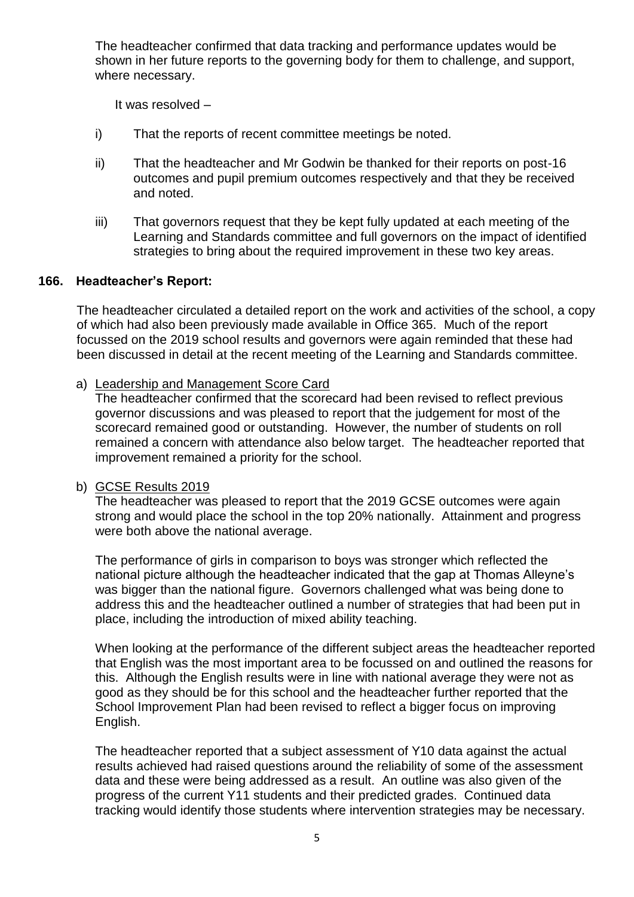The headteacher confirmed that data tracking and performance updates would be shown in her future reports to the governing body for them to challenge, and support, where necessary.

It was resolved –

i) That the reports of recent committee meetings be noted.

ii) That the headteacher and Mr Godwin be thanked for their reports on post-16 outcomes and pupil premium outcomes respectively and that they be received and noted.

iii) That governors request that they be kept fully updated at each meeting of the Learning and Standards committee and full governors on the impact of identified strategies to bring about the required improvement in these two key areas.

**166. Headteacher's Report:**

The headteacher circulated a detailed report on the work and activities of the school, a copy of which had also been previously made available in Office 365. Much of the report focussed on the 2019 school results and governors were again reminded that these had been discussed in detail at the recent meeting of the Learning and Standards committee.

a) Leadership and Management Score Card

The headteacher confirmed that the scorecard had been revised to reflect previous governor discussions and was pleased to report that the judgement for most of the scorecard remained good or outstanding. However, the number of students on roll remained a concern with attendance also below target. The headteacher reported that improvement remained a priority for the school.

b) GCSE Results 2019

The headteacher was pleased to report that the 2019 GCSE outcomes were again strong and would place the school in the top 20% nationally. Attainment and progress were both above the national average.

The performance of girls in comparison to boys was stronger which reflected the national picture although the headteacher indicated that the gap at Thomas Alleyne's was bigger than the national figure. Governors challenged what was being done to address this and the headteacher outlined a number of strategies that had been put in place, including the introduction of mixed ability teaching.

When looking at the performance of the different subject areas the headteacher reported that English was the most important area to be focussed on and outlined the reasons for this. Although the English results were in line with national average they were not as good as they should be for this school and the headteacher further reported that the School Improvement Plan had been revised to reflect a bigger focus on improving English.

The headteacher reported that a subject assessment of Y10 data against the actual results achieved had raised questions around the reliability of some of the assessment data and these were being addressed as a result. An outline was also given of the progress of the current Y11 students and their predicted grades. Continued data tracking would identify those students where intervention strategies may be necessary.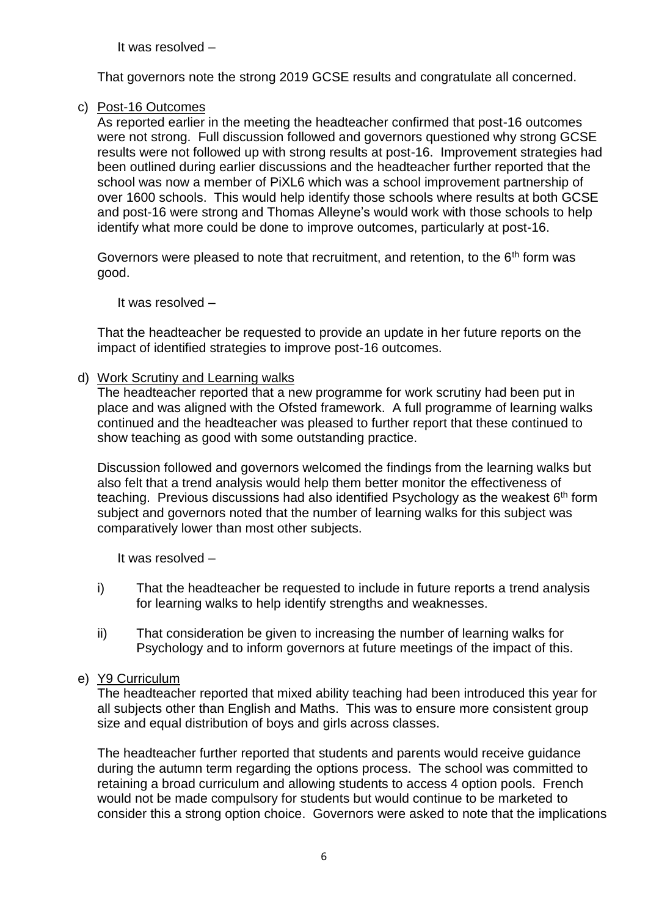It was resolved –

That governors note the strong 2019 GCSE results and congratulate all concerned.

c) Post-16 Outcomes

As reported earlier in the meeting the headteacher confirmed that post-16 outcomes were not strong. Full discussion followed and governors questioned why strong GCSE results were not followed up with strong results at post-16. Improvement strategies had been outlined during earlier discussions and the headteacher further reported that the school was now a member of PiXL6 which was a school improvement partnership of over 1600 schools. This would help identify those schools where results at both GCSE and post-16 were strong and Thomas Alleyne's would work with those schools to help identify what more could be done to improve outcomes, particularly at post-16.

Governors were pleased to note that recruitment, and retention, to the 6th form was good.

It was resolved –

That the headteacher be requested to provide an update in her future reports on the impact of identified strategies to improve post-16 outcomes.

d) Work Scrutiny and Learning walks

The headteacher reported that a new programme for work scrutiny had been put in place and was aligned with the Ofsted framework. A full programme of learning walks continued and the headteacher was pleased to further report that these continued to show teaching as good with some outstanding practice.

Discussion followed and governors welcomed the findings from the learning walks but also felt that a trend analysis would help them better monitor the effectiveness of teaching. Previous discussions had also identified Psychology as the weakest 6th form subject and governors noted that the number of learning walks for this subject was comparatively lower than most other subjects.

It was resolved –

i) That the headteacher be requested to include in future reports a trend analysis for learning walks to help identify strengths and weaknesses.

ii) That consideration be given to increasing the number of learning walks for Psychology and to inform governors at future meetings of the impact of this.

e) Y9 Curriculum

The headteacher reported that mixed ability teaching had been introduced this year for all subjects other than English and Maths. This was to ensure more consistent group size and equal distribution of boys and girls across classes.

The headteacher further reported that students and parents would receive guidance during the autumn term regarding the options process. The school was committed to retaining a broad curriculum and allowing students to access 4 option pools. French would not be made compulsory for students but would continue to be marketed to consider this a strong option choice. Governors were asked to note that the implications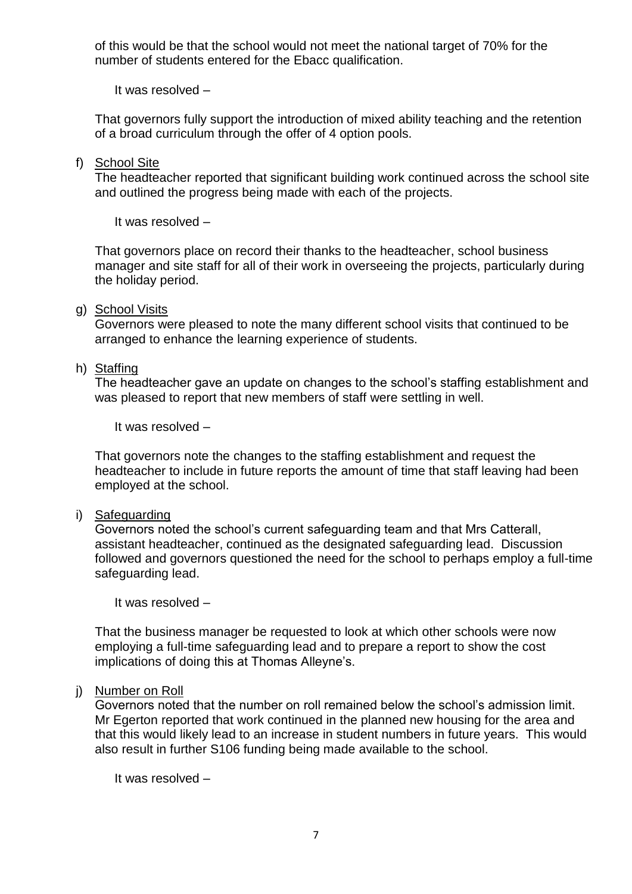of this would be that the school would not meet the national target of 70% for the number of students entered for the Ebacc qualification.

It was resolved –

That governors fully support the introduction of mixed ability teaching and the retention of a broad curriculum through the offer of 4 option pools.

f) School Site

The headteacher reported that significant building work continued across the school site and outlined the progress being made with each of the projects.

It was resolved –

That governors place on record their thanks to the headteacher, school business manager and site staff for all of their work in overseeing the projects, particularly during the holiday period.

g) School Visits

Governors were pleased to note the many different school visits that continued to be arranged to enhance the learning experience of students.

h) Staffing

The headteacher gave an update on changes to the school's staffing establishment and was pleased to report that new members of staff were settling in well.

It was resolved –

That governors note the changes to the staffing establishment and request the headteacher to include in future reports the amount of time that staff leaving had been employed at the school.

i) Safeguarding

Governors noted the school's current safeguarding team and that Mrs Catterall, assistant headteacher, continued as the designated safeguarding lead. Discussion followed and governors questioned the need for the school to perhaps employ a full-time safeguarding lead.

It was resolved –

That the business manager be requested to look at which other schools were now employing a full-time safeguarding lead and to prepare a report to show the cost implications of doing this at Thomas Alleyne's.

j) Number on Roll

Governors noted that the number on roll remained below the school's admission limit. Mr Egerton reported that work continued in the planned new housing for the area and that this would likely lead to an increase in student numbers in future years. This would also result in further S106 funding being made available to the school.

It was resolved –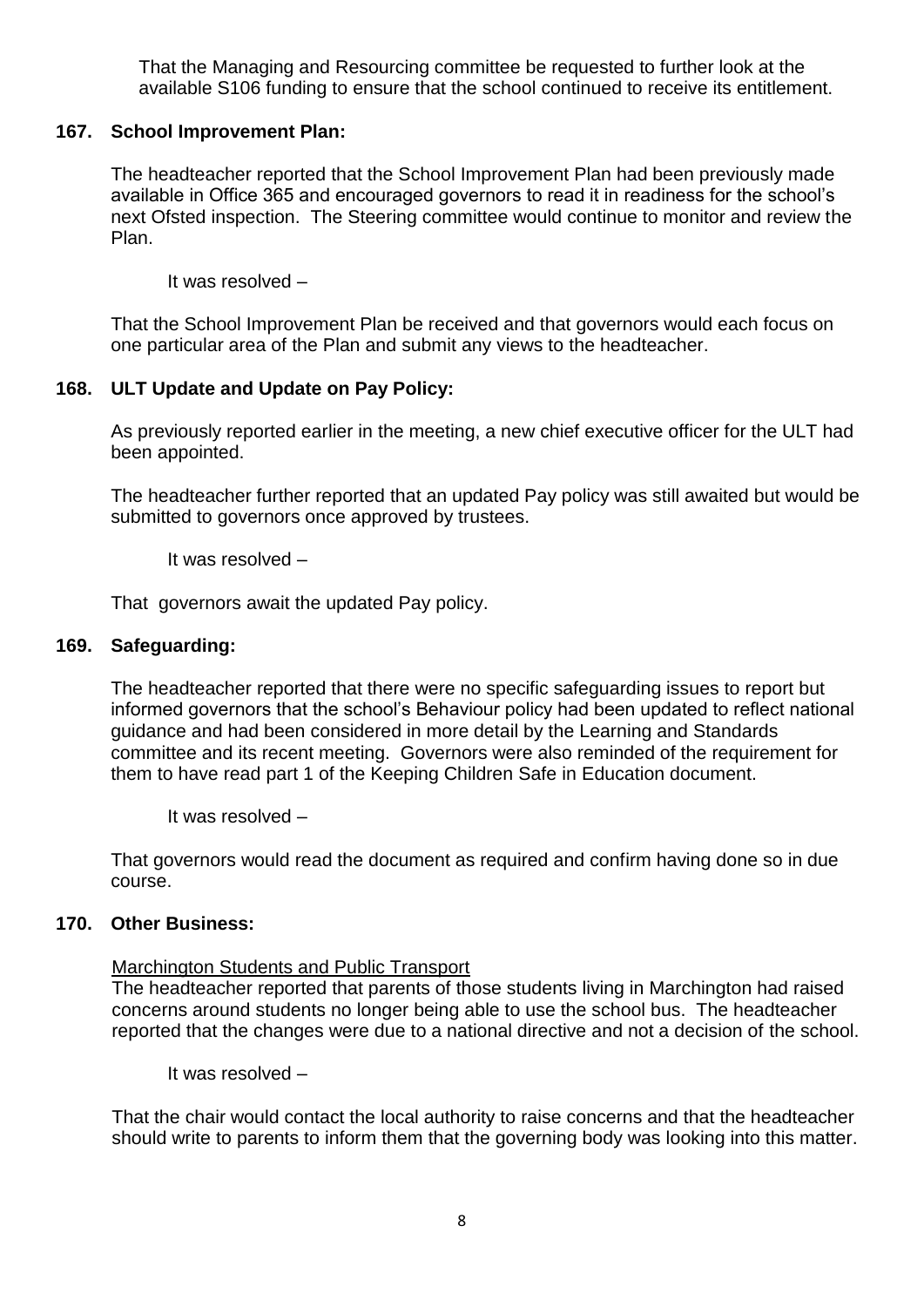That the Managing and Resourcing committee be requested to further look at the available S106 funding to ensure that the school continued to receive its entitlement.

### 167. School Improvement Plan:

The headteacher reported that the School Improvement Plan had been previously made available in Office 365 and encouraged governors to read it in readiness for the school's next Ofsted inspection. The Steering committee would continue to monitor and review the Plan.

It was resolved –

That the School Improvement Plan be received and that governors would each focus on one particular area of the Plan and submit any views to the headteacher.

### 168. ULT Update and Update on Pay Policy:

As previously reported earlier in the meeting, a new chief executive officer for the ULT had been appointed.

The headteacher further reported that an updated Pay policy was still awaited but would be submitted to governors once approved by trustees.

It was resolved –

That governors await the updated Pay policy.

### 169. Safeguarding:

The headteacher reported that there were no specific safeguarding issues to report but informed governors that the school's Behaviour policy had been updated to reflect national guidance and had been considered in more detail by the Learning and Standards committee and its recent meeting. Governors were also reminded of the requirement for them to have read part 1 of the Keeping Children Safe in Education document.

It was resolved –

That governors would read the document as required and confirm having done so in due course.

### 170. Other Business:

Marchington Students and Public Transport

The headteacher reported that parents of those students living in Marchington had raised concerns around students no longer being able to use the school bus. The headteacher reported that the changes were due to a national directive and not a decision of the school.

It was resolved –

That the chair would contact the local authority to raise concerns and that the headteacher should write to parents to inform them that the governing body was looking into this matter.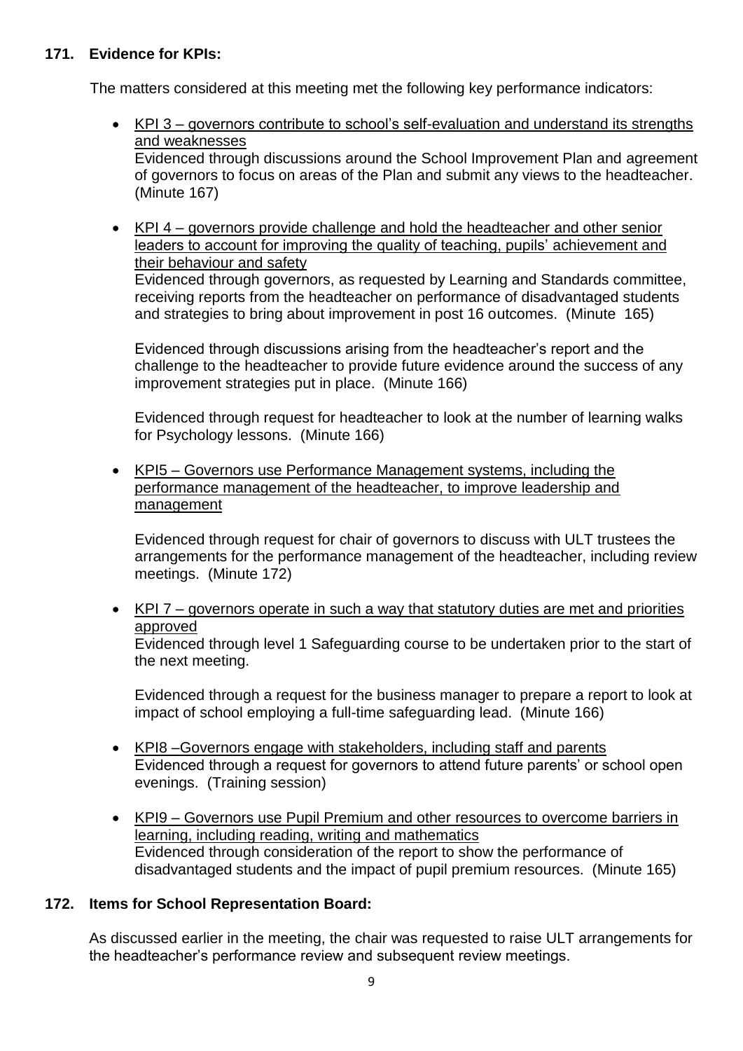**171. Evidence for KPIs:**

The matters considered at this meeting met the following key performance indicators:

- KPI 3 – governors contribute to school's self-evaluation and understand its strengths and weaknesses
  Evidenced through discussions around the School Improvement Plan and agreement of governors to focus on areas of the Plan and submit any views to the headteacher. (Minute 167)

- KPI 4 – governors provide challenge and hold the headteacher and other senior leaders to account for improving the quality of teaching, pupils' achievement and their behaviour and safety
  Evidenced through governors, as requested by Learning and Standards committee, receiving reports from the headteacher on performance of disadvantaged students and strategies to bring about improvement in post 16 outcomes. (Minute 165)

  Evidenced through discussions arising from the headteacher's report and the challenge to the headteacher to provide future evidence around the success of any improvement strategies put in place. (Minute 166)

  Evidenced through request for headteacher to look at the number of learning walks for Psychology lessons. (Minute 166)

- KPI5 – Governors use Performance Management systems, including the performance management of the headteacher, to improve leadership and management

  Evidenced through request for chair of governors to discuss with ULT trustees the arrangements for the performance management of the headteacher, including review meetings. (Minute 172)

- KPI 7 – governors operate in such a way that statutory duties are met and priorities approved
  Evidenced through level 1 Safeguarding course to be undertaken prior to the start of the next meeting.

  Evidenced through a request for the business manager to prepare a report to look at impact of school employing a full-time safeguarding lead. (Minute 166)

- KPI8 –Governors engage with stakeholders, including staff and parents
  Evidenced through a request for governors to attend future parents' or school open evenings. (Training session)

- KPI9 – Governors use Pupil Premium and other resources to overcome barriers in learning, including reading, writing and mathematics
  Evidenced through consideration of the report to show the performance of disadvantaged students and the impact of pupil premium resources. (Minute 165)

**172. Items for School Representation Board:**

As discussed earlier in the meeting, the chair was requested to raise ULT arrangements for the headteacher's performance review and subsequent review meetings.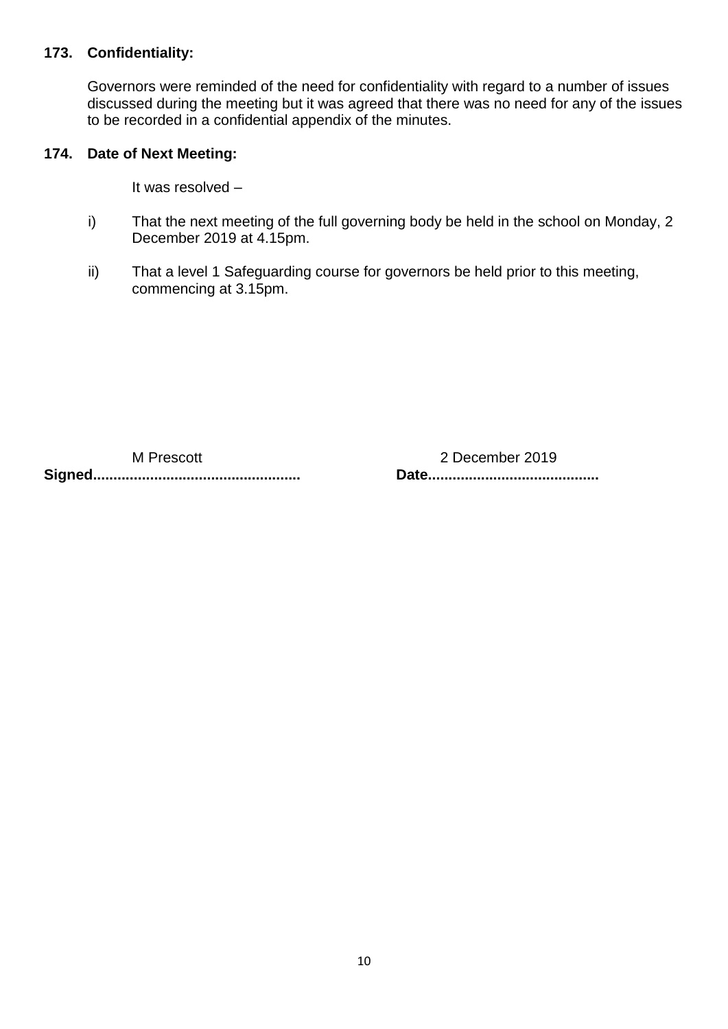**173. Confidentiality:**

Governors were reminded of the need for confidentiality with regard to a number of issues discussed during the meeting but it was agreed that there was no need for any of the issues to be recorded in a confidential appendix of the minutes.

**174. Date of Next Meeting:**

It was resolved –

i) That the next meeting of the full governing body be held in the school on Monday, 2 December 2019 at 4.15pm.

ii) That a level 1 Safeguarding course for governors be held prior to this meeting, commencing at 3.15pm.

M Prescott  
**Signed..................................................**

2 December 2019  
**Date.........................................**